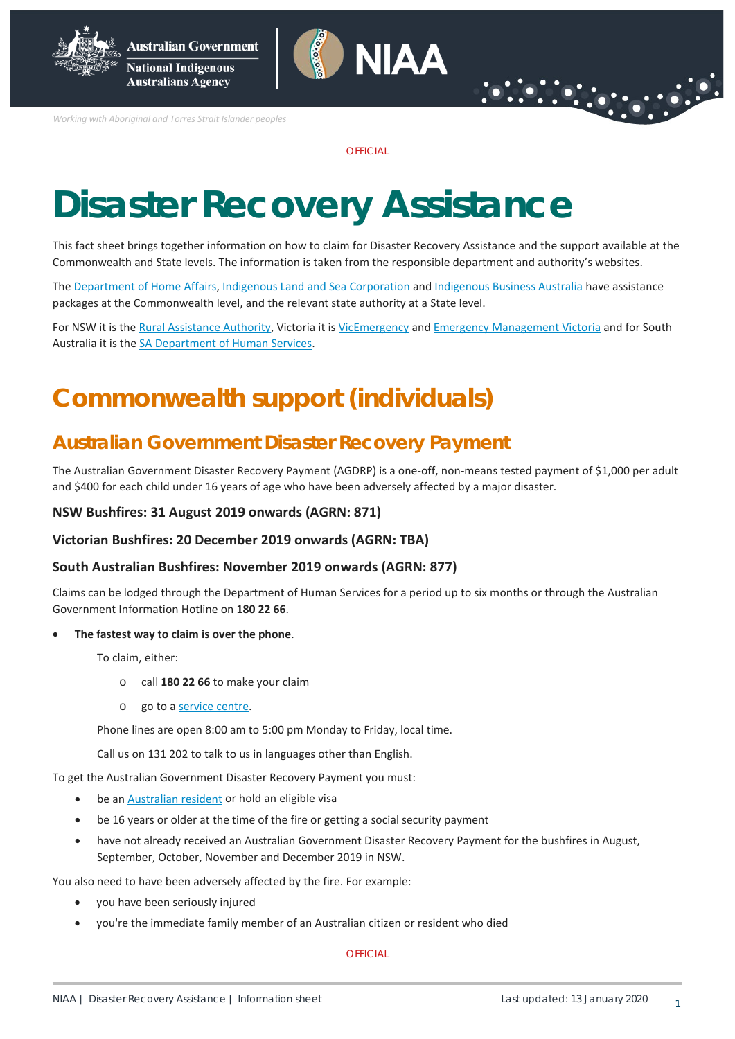OFFICIAL

# Disaster Recovery Assistance

This fact sheet brings together information on how to claim for Disaster Recovery Assistance and the support available at the Commonwealth and State levels. The information is taken from the responsible department and authority's websites.

The Department of Home Affairs, Indigenous Land and Sea Corporation and Indigenous Business Australia have assistance packages at the Commonwealth level, and the relevant state authority at a State level.

For NSW it is the Rural Assistance Authority, Victoria it is VicEmergency and Emergency Management Victoria and for South Australia it is the SA Department of Human Services.

# Commonwealth support (individuals)

## Australian Government Disaster Recovery Payment

The Australian Government Disaster Recovery Payment (AGDRP) is a one-off, non-means tested payment of $1,000 per adult and $400 for each child under 16 years of age who have been adversely affected by a major disaster.

### NSW Bushfires: 31 August 2019 onwards (AGRN: 871)

### Victorian Bushfires: 20 December 2019 onwards (AGRN: TBA)

### South Australian Bushfires: November 2019 onwards (AGRN: 877)

Claims can be lodged through the Department of Human Services for a period up to six months or through the Australian Government Information Hotline on **180 22 66**.

- **The fastest way to claim is over the phone**.

  To claim, either:

  - call **180 22 66** to make your claim
  - go to a service centre.

  Phone lines are open 8:00 am to 5:00 pm Monday to Friday, local time.

  Call us on 131 202 to talk to us in languages other than English.

To get the Australian Government Disaster Recovery Payment you must:

- be an Australian resident or hold an eligible visa
- be 16 years or older at the time of the fire or getting a social security payment
- have not already received an Australian Government Disaster Recovery Payment for the bushfires in August, September, October, November and December 2019 in NSW.

You also need to have been adversely affected by the fire. For example:

- you have been seriously injured
- you're the immediate family member of an Australian citizen or resident who died

OFFICIAL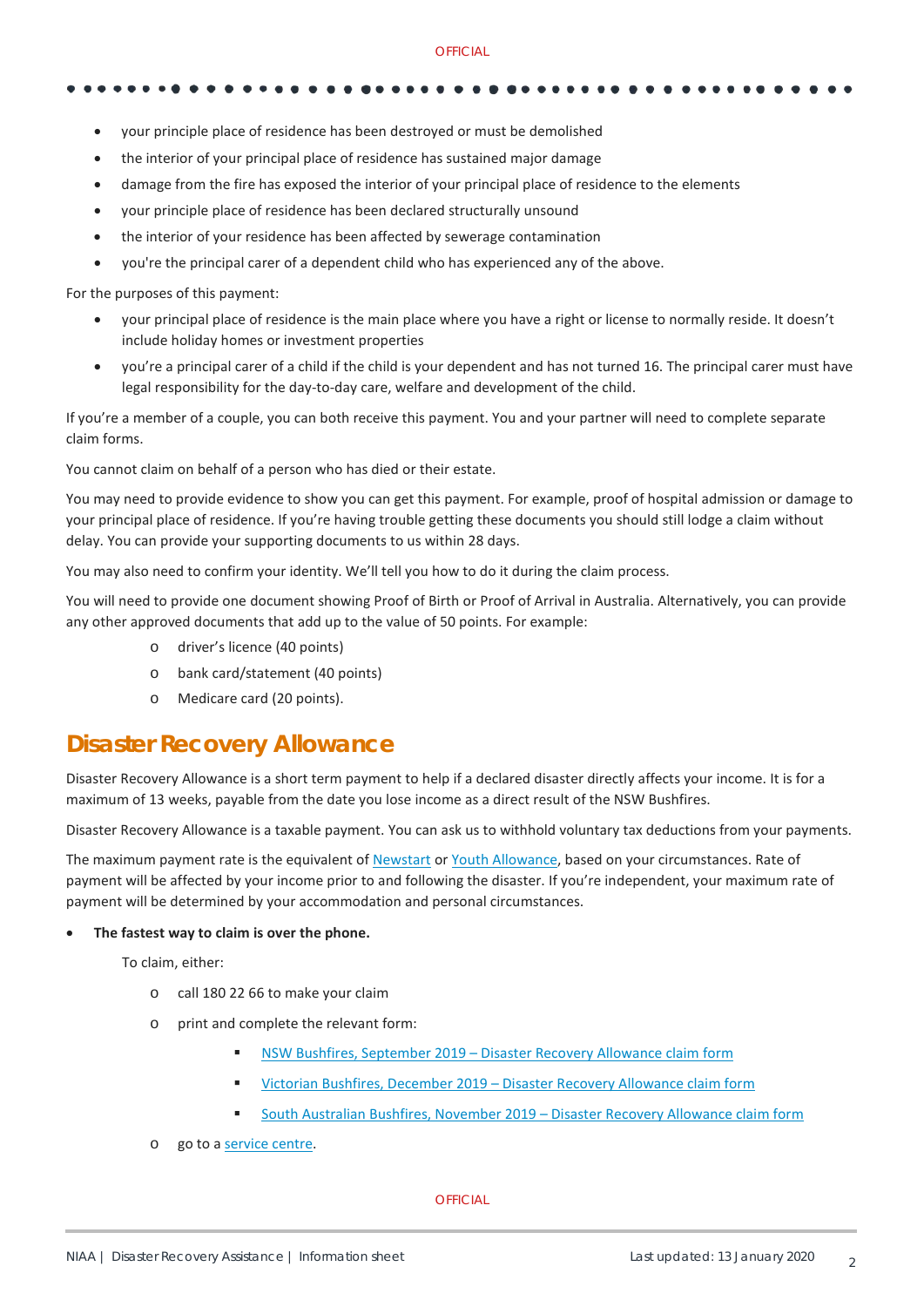- your principle place of residence has been destroyed or must be demolished
- the interior of your principal place of residence has sustained major damage
- damage from the fire has exposed the interior of your principal place of residence to the elements
- your principle place of residence has been declared structurally unsound
- the interior of your residence has been affected by sewerage contamination
- you're the principal carer of a dependent child who has experienced any of the above.

For the purposes of this payment:

- your principal place of residence is the main place where you have a right or license to normally reside. It doesn't include holiday homes or investment properties
- you're a principal carer of a child if the child is your dependent and has not turned 16. The principal carer must have legal responsibility for the day-to-day care, welfare and development of the child.

If you're a member of a couple, you can both receive this payment. You and your partner will need to complete separate claim forms.

You cannot claim on behalf of a person who has died or their estate.

You may need to provide evidence to show you can get this payment. For example, proof of hospital admission or damage to your principal place of residence. If you're having trouble getting these documents you should still lodge a claim without delay. You can provide your supporting documents to us within 28 days.

You may also need to confirm your identity. We'll tell you how to do it during the claim process.

You will need to provide one document showing Proof of Birth or Proof of Arrival in Australia. Alternatively, you can provide any other approved documents that add up to the value of 50 points. For example:

- driver's licence (40 points)
- bank card/statement (40 points)
- Medicare card (20 points).

## Disaster Recovery Allowance

Disaster Recovery Allowance is a short term payment to help if a declared disaster directly affects your income. It is for a maximum of 13 weeks, payable from the date you lose income as a direct result of the NSW Bushfires.

Disaster Recovery Allowance is a taxable payment. You can ask us to withhold voluntary tax deductions from your payments.

The maximum payment rate is the equivalent of Newstart or Youth Allowance, based on your circumstances. Rate of payment will be affected by your income prior to and following the disaster. If you're independent, your maximum rate of payment will be determined by your accommodation and personal circumstances.

- **The fastest way to claim is over the phone.**

  To claim, either:

  - call 180 22 66 to make your claim
  - print and complete the relevant form:
    - NSW Bushfires, September 2019 – Disaster Recovery Allowance claim form
    - Victorian Bushfires, December 2019 – Disaster Recovery Allowance claim form
    - South Australian Bushfires, November 2019 – Disaster Recovery Allowance claim form
  - go to a service centre.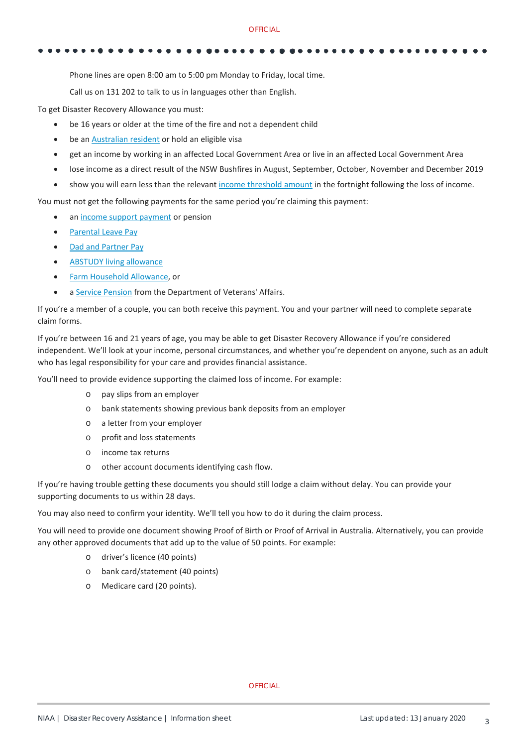Phone lines are open 8:00 am to 5:00 pm Monday to Friday, local time.

Call us on 131 202 to talk to us in languages other than English.

To get Disaster Recovery Allowance you must:

- be 16 years or older at the time of the fire and not a dependent child
- be an Australian resident or hold an eligible visa
- get an income by working in an affected Local Government Area or live in an affected Local Government Area
- lose income as a direct result of the NSW Bushfires in August, September, October, November and December 2019
- show you will earn less than the relevant income threshold amount in the fortnight following the loss of income.

You must not get the following payments for the same period you're claiming this payment:

- an income support payment or pension
- Parental Leave Pay
- Dad and Partner Pay
- ABSTUDY living allowance
- Farm Household Allowance, or
- a Service Pension from the Department of Veterans' Affairs.

If you're a member of a couple, you can both receive this payment. You and your partner will need to complete separate claim forms.

If you're between 16 and 21 years of age, you may be able to get Disaster Recovery Allowance if you're considered independent. We'll look at your income, personal circumstances, and whether you're dependent on anyone, such as an adult who has legal responsibility for your care and provides financial assistance.

You'll need to provide evidence supporting the claimed loss of income. For example:

- pay slips from an employer
- bank statements showing previous bank deposits from an employer
- a letter from your employer
- profit and loss statements
- income tax returns
- other account documents identifying cash flow.

If you're having trouble getting these documents you should still lodge a claim without delay. You can provide your supporting documents to us within 28 days.

You may also need to confirm your identity. We'll tell you how to do it during the claim process.

You will need to provide one document showing Proof of Birth or Proof of Arrival in Australia. Alternatively, you can provide any other approved documents that add up to the value of 50 points. For example:

- driver's licence (40 points)
- bank card/statement (40 points)
- Medicare card (20 points).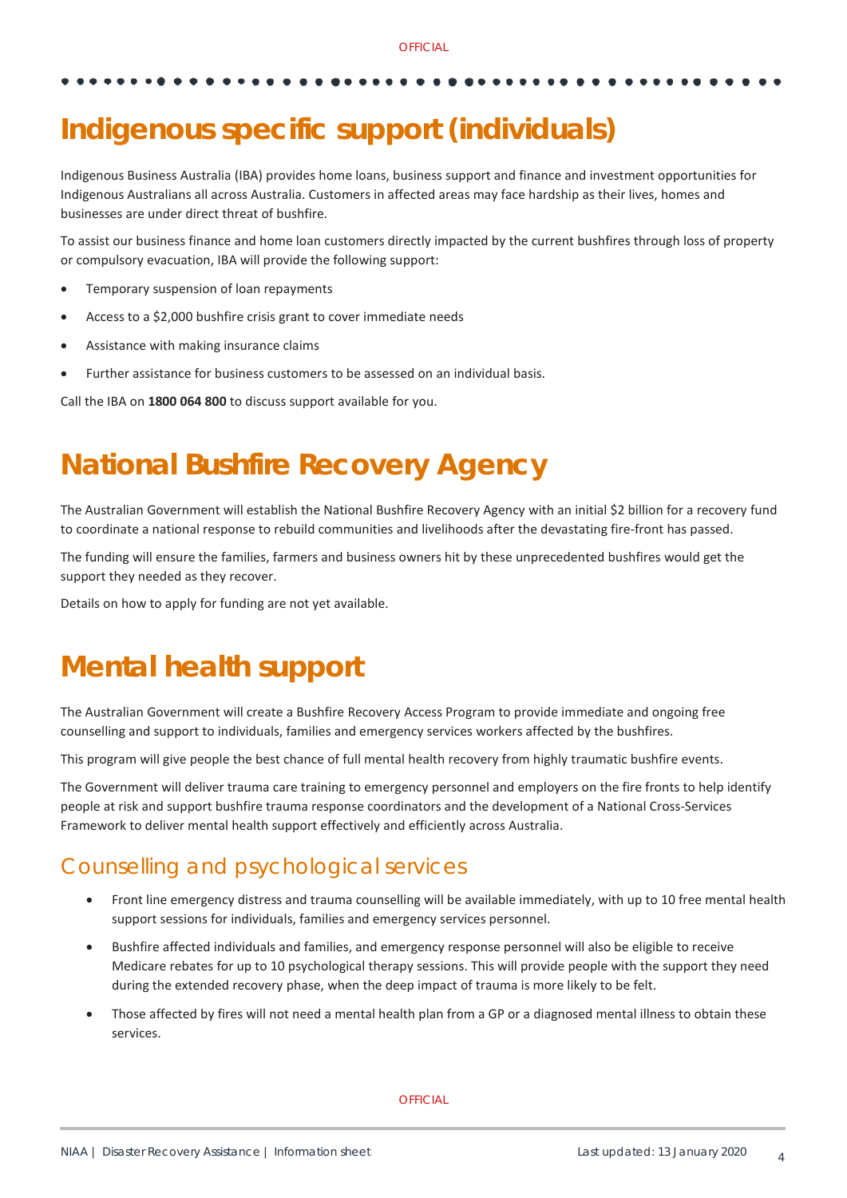# Indigenous specific support (individuals)

Indigenous Business Australia (IBA) provides home loans, business support and finance and investment opportunities for Indigenous Australians all across Australia. Customers in affected areas may face hardship as their lives, homes and businesses are under direct threat of bushfire.

To assist our business finance and home loan customers directly impacted by the current bushfires through loss of property or compulsory evacuation, IBA will provide the following support:

- Temporary suspension of loan repayments
- Access to a $2,000 bushfire crisis grant to cover immediate needs
- Assistance with making insurance claims
- Further assistance for business customers to be assessed on an individual basis.

Call the IBA on **1800 064 800** to discuss support available for you.

# National Bushfire Recovery Agency

The Australian Government will establish the National Bushfire Recovery Agency with an initial $2 billion for a recovery fund to coordinate a national response to rebuild communities and livelihoods after the devastating fire-front has passed.

The funding will ensure the families, farmers and business owners hit by these unprecedented bushfires would get the support they needed as they recover.

Details on how to apply for funding are not yet available.

# Mental health support

The Australian Government will create a Bushfire Recovery Access Program to provide immediate and ongoing free counselling and support to individuals, families and emergency services workers affected by the bushfires.

This program will give people the best chance of full mental health recovery from highly traumatic bushfire events.

The Government will deliver trauma care training to emergency personnel and employers on the fire fronts to help identify people at risk and support bushfire trauma response coordinators and the development of a National Cross-Services Framework to deliver mental health support effectively and efficiently across Australia.

## Counselling and psychological services

- Front line emergency distress and trauma counselling will be available immediately, with up to 10 free mental health support sessions for individuals, families and emergency services personnel.
- Bushfire affected individuals and families, and emergency response personnel will also be eligible to receive Medicare rebates for up to 10 psychological therapy sessions. This will provide people with the support they need during the extended recovery phase, when the deep impact of trauma is more likely to be felt.
- Those affected by fires will not need a mental health plan from a GP or a diagnosed mental illness to obtain these services.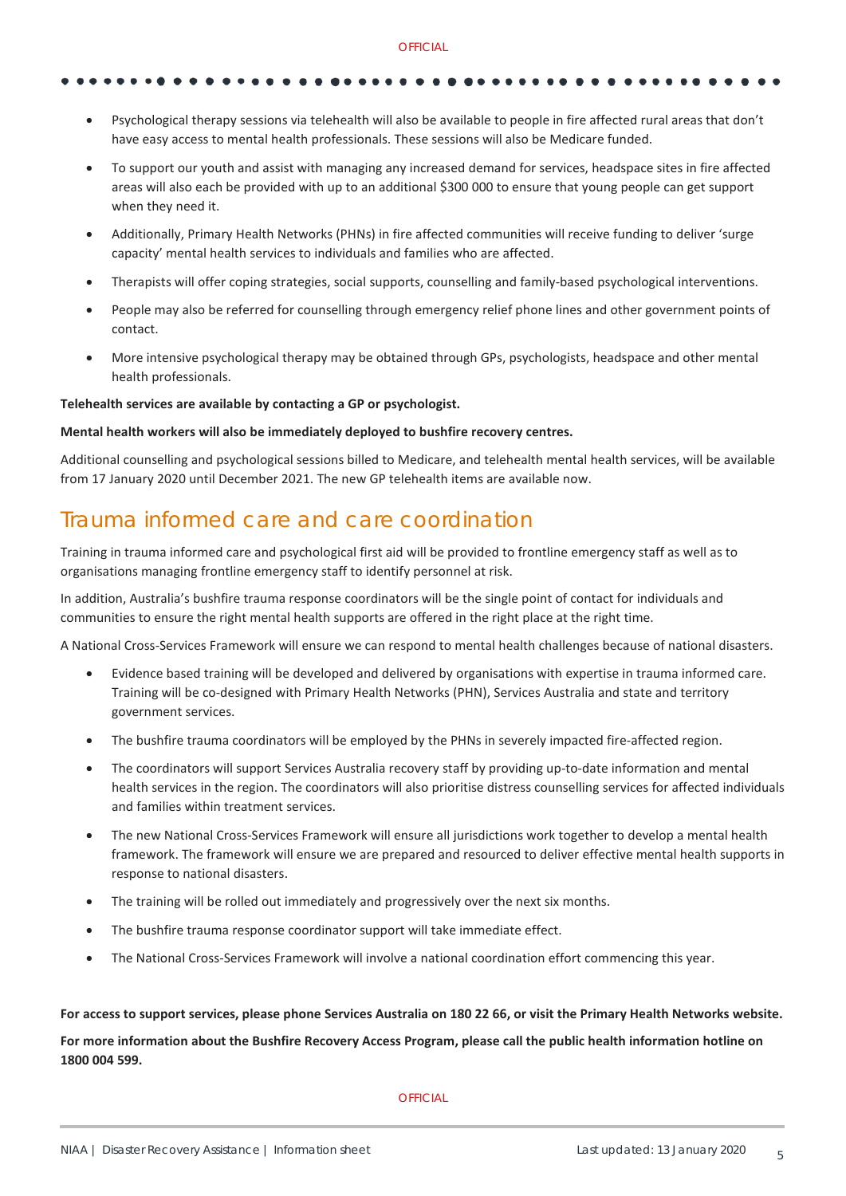- Psychological therapy sessions via telehealth will also be available to people in fire affected rural areas that don't have easy access to mental health professionals. These sessions will also be Medicare funded.
- To support our youth and assist with managing any increased demand for services, headspace sites in fire affected areas will also each be provided with up to an additional $300 000 to ensure that young people can get support when they need it.
- Additionally, Primary Health Networks (PHNs) in fire affected communities will receive funding to deliver 'surge capacity' mental health services to individuals and families who are affected.
- Therapists will offer coping strategies, social supports, counselling and family-based psychological interventions.
- People may also be referred for counselling through emergency relief phone lines and other government points of contact.
- More intensive psychological therapy may be obtained through GPs, psychologists, headspace and other mental health professionals.

**Telehealth services are available by contacting a GP or psychologist.**

**Mental health workers will also be immediately deployed to bushfire recovery centres.**

Additional counselling and psychological sessions billed to Medicare, and telehealth mental health services, will be available from 17 January 2020 until December 2021. The new GP telehealth items are available now.

## Trauma informed care and care coordination

Training in trauma informed care and psychological first aid will be provided to frontline emergency staff as well as to organisations managing frontline emergency staff to identify personnel at risk.

In addition, Australia's bushfire trauma response coordinators will be the single point of contact for individuals and communities to ensure the right mental health supports are offered in the right place at the right time.

A National Cross-Services Framework will ensure we can respond to mental health challenges because of national disasters.

- Evidence based training will be developed and delivered by organisations with expertise in trauma informed care. Training will be co-designed with Primary Health Networks (PHN), Services Australia and state and territory government services.
- The bushfire trauma coordinators will be employed by the PHNs in severely impacted fire-affected region.
- The coordinators will support Services Australia recovery staff by providing up-to-date information and mental health services in the region. The coordinators will also prioritise distress counselling services for affected individuals and families within treatment services.
- The new National Cross-Services Framework will ensure all jurisdictions work together to develop a mental health framework. The framework will ensure we are prepared and resourced to deliver effective mental health supports in response to national disasters.
- The training will be rolled out immediately and progressively over the next six months.
- The bushfire trauma response coordinator support will take immediate effect.
- The National Cross-Services Framework will involve a national coordination effort commencing this year.

**For access to support services, please phone Services Australia on 180 22 66, or visit the Primary Health Networks website.**

**For more information about the Bushfire Recovery Access Program, please call the public health information hotline on 1800 004 599.**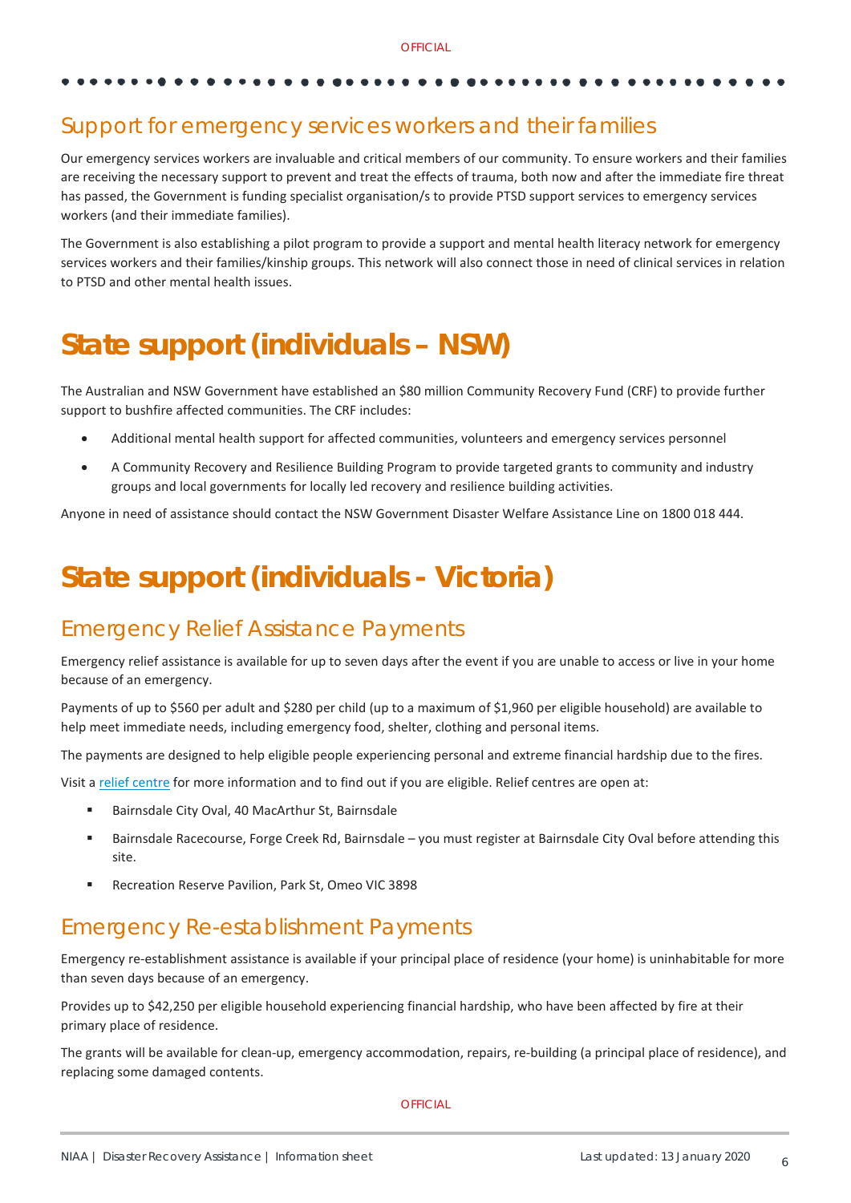## Support for emergency services workers and their families

Our emergency services workers are invaluable and critical members of our community. To ensure workers and their families are receiving the necessary support to prevent and treat the effects of trauma, both now and after the immediate fire threat has passed, the Government is funding specialist organisation/s to provide PTSD support services to emergency services workers (and their immediate families).

The Government is also establishing a pilot program to provide a support and mental health literacy network for emergency services workers and their families/kinship groups. This network will also connect those in need of clinical services in relation to PTSD and other mental health issues.

# State support (individuals – NSW)

The Australian and NSW Government have established an $80 million Community Recovery Fund (CRF) to provide further support to bushfire affected communities. The CRF includes:

- Additional mental health support for affected communities, volunteers and emergency services personnel
- A Community Recovery and Resilience Building Program to provide targeted grants to community and industry groups and local governments for locally led recovery and resilience building activities.

Anyone in need of assistance should contact the NSW Government Disaster Welfare Assistance Line on 1800 018 444.

# State support (individuals - Victoria)

## Emergency Relief Assistance Payments

Emergency relief assistance is available for up to seven days after the event if you are unable to access or live in your home because of an emergency.

Payments of up to $560 per adult and $280 per child (up to a maximum of $1,960 per eligible household) are available to help meet immediate needs, including emergency food, shelter, clothing and personal items.

The payments are designed to help eligible people experiencing personal and extreme financial hardship due to the fires.

Visit a relief centre for more information and to find out if you are eligible. Relief centres are open at:

- Bairnsdale City Oval, 40 MacArthur St, Bairnsdale
- Bairnsdale Racecourse, Forge Creek Rd, Bairnsdale – you must register at Bairnsdale City Oval before attending this site.
- Recreation Reserve Pavilion, Park St, Omeo VIC 3898

## Emergency Re-establishment Payments

Emergency re-establishment assistance is available if your principal place of residence (your home) is uninhabitable for more than seven days because of an emergency.

Provides up to $42,250 per eligible household experiencing financial hardship, who have been affected by fire at their primary place of residence.

The grants will be available for clean-up, emergency accommodation, repairs, re-building (a principal place of residence), and replacing some damaged contents.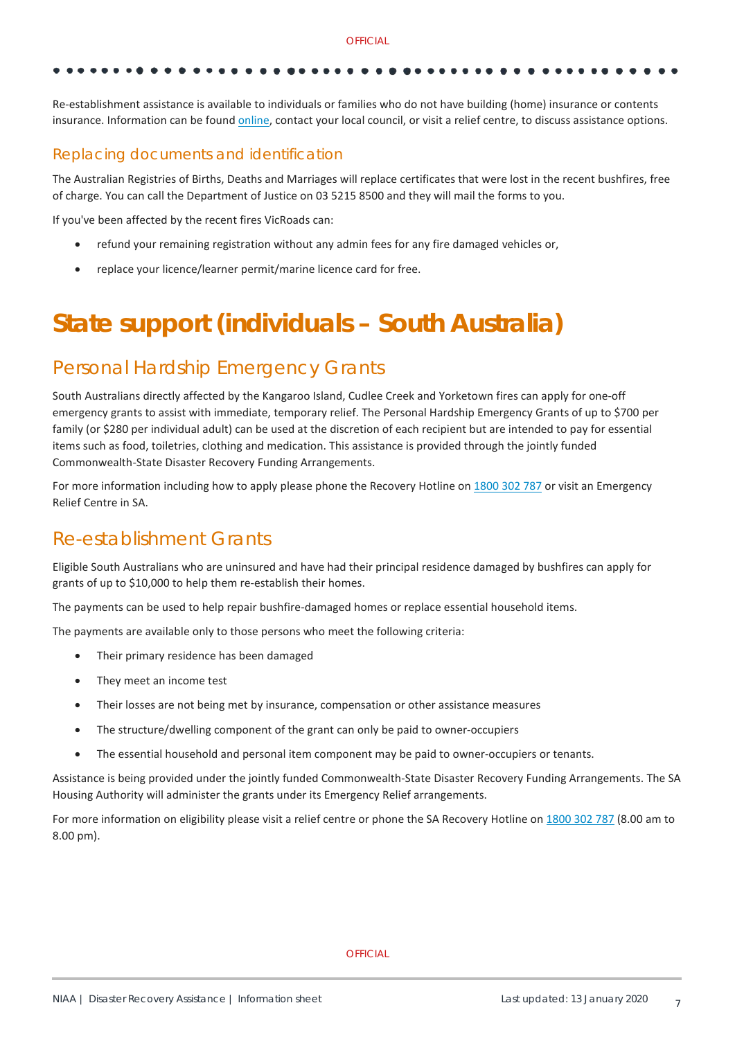Re-establishment assistance is available to individuals or families who do not have building (home) insurance or contents insurance. Information can be found online, contact your local council, or visit a relief centre, to discuss assistance options.

## Replacing documents and identification

The Australian Registries of Births, Deaths and Marriages will replace certificates that were lost in the recent bushfires, free of charge. You can call the Department of Justice on 03 5215 8500 and they will mail the forms to you.

If you've been affected by the recent fires VicRoads can:

- refund your remaining registration without any admin fees for any fire damaged vehicles or,
- replace your licence/learner permit/marine licence card for free.

# State support (individuals – South Australia)

## Personal Hardship Emergency Grants

South Australians directly affected by the Kangaroo Island, Cudlee Creek and Yorketown fires can apply for one-off emergency grants to assist with immediate, temporary relief. The Personal Hardship Emergency Grants of up to $700 per family (or $280 per individual adult) can be used at the discretion of each recipient but are intended to pay for essential items such as food, toiletries, clothing and medication. This assistance is provided through the jointly funded Commonwealth-State Disaster Recovery Funding Arrangements.

For more information including how to apply please phone the Recovery Hotline on 1800 302 787 or visit an Emergency Relief Centre in SA.

## Re-establishment Grants

Eligible South Australians who are uninsured and have had their principal residence damaged by bushfires can apply for grants of up to $10,000 to help them re-establish their homes.

The payments can be used to help repair bushfire-damaged homes or replace essential household items.

The payments are available only to those persons who meet the following criteria:

- Their primary residence has been damaged
- They meet an income test
- Their losses are not being met by insurance, compensation or other assistance measures
- The structure/dwelling component of the grant can only be paid to owner-occupiers
- The essential household and personal item component may be paid to owner-occupiers or tenants.

Assistance is being provided under the jointly funded Commonwealth-State Disaster Recovery Funding Arrangements. The SA Housing Authority will administer the grants under its Emergency Relief arrangements.

For more information on eligibility please visit a relief centre or phone the SA Recovery Hotline on 1800 302 787 (8.00 am to 8.00 pm).